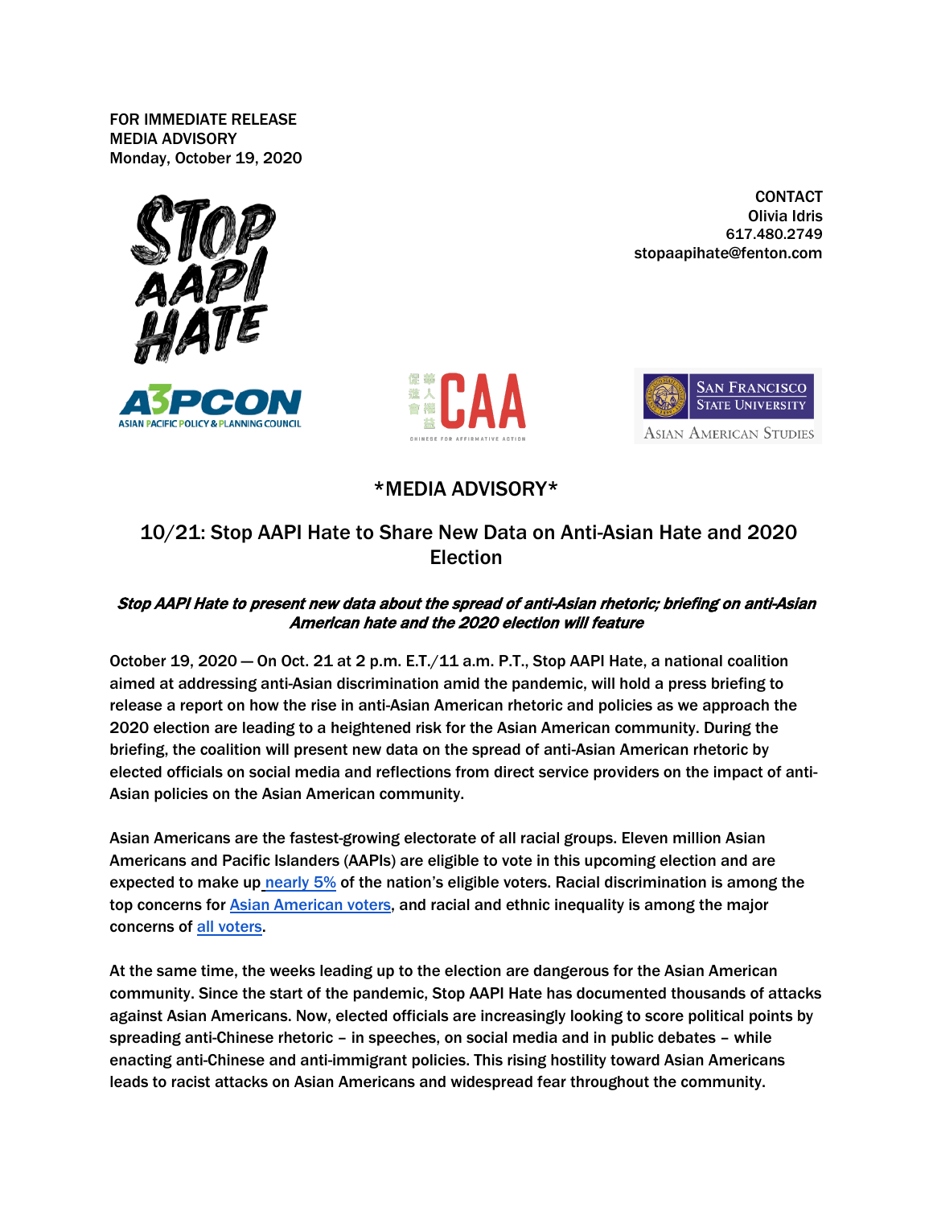FOR IMMEDIATE RELEASE
MEDIA ADVISORY
Monday, October 19, 2020

CONTACT
Olivia Idris
617.480.2749
stopaapihate@fenton.com

\*MEDIA ADVISORY\*

## 10/21: Stop AAPI Hate to Share New Data on Anti-Asian Hate and 2020 Election

***Stop AAPI Hate to present new data about the spread of anti-Asian rhetoric; briefing on anti-Asian American hate and the 2020 election will feature***

October 19, 2020 — On Oct. 21 at 2 p.m. E.T./11 a.m. P.T., Stop AAPI Hate, a national coalition aimed at addressing anti-Asian discrimination amid the pandemic, will hold a press briefing to release a report on how the rise in anti-Asian American rhetoric and policies as we approach the 2020 election are leading to a heightened risk for the Asian American community. During the briefing, the coalition will present new data on the spread of anti-Asian American rhetoric by elected officials on social media and reflections from direct service providers on the impact of anti-Asian policies on the Asian American community.

Asian Americans are the fastest-growing electorate of all racial groups. Eleven million Asian Americans and Pacific Islanders (AAPIs) are eligible to vote in this upcoming election and are expected to make up nearly 5% of the nation's eligible voters. Racial discrimination is among the top concerns for Asian American voters, and racial and ethnic inequality is among the major concerns of all voters.

At the same time, the weeks leading up to the election are dangerous for the Asian American community. Since the start of the pandemic, Stop AAPI Hate has documented thousands of attacks against Asian Americans. Now, elected officials are increasingly looking to score political points by spreading anti-Chinese rhetoric – in speeches, on social media and in public debates – while enacting anti-Chinese and anti-immigrant policies. This rising hostility toward Asian Americans leads to racist attacks on Asian Americans and widespread fear throughout the community.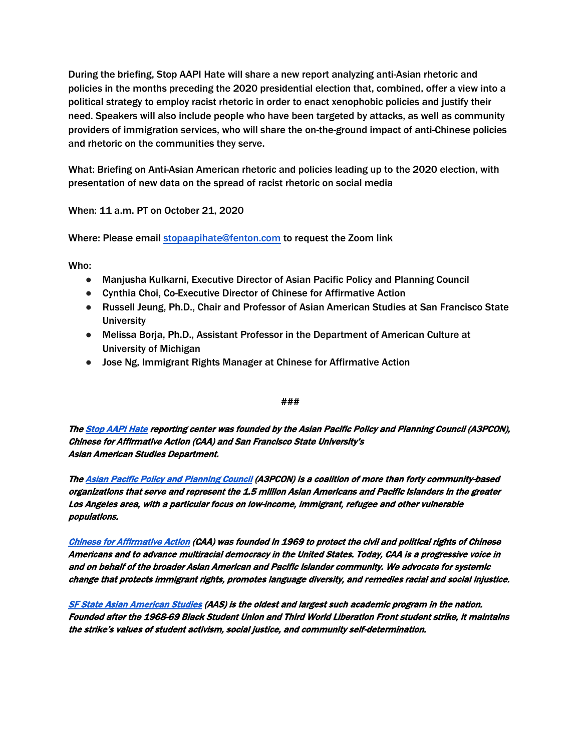During the briefing, Stop AAPI Hate will share a new report analyzing anti-Asian rhetoric and policies in the months preceding the 2020 presidential election that, combined, offer a view into a political strategy to employ racist rhetoric in order to enact xenophobic policies and justify their need. Speakers will also include people who have been targeted by attacks, as well as community providers of immigration services, who will share the on-the-ground impact of anti-Chinese policies and rhetoric on the communities they serve.

What: Briefing on Anti-Asian American rhetoric and policies leading up to the 2020 election, with presentation of new data on the spread of racist rhetoric on social media

When: 11 a.m. PT on October 21, 2020

Where: Please email [stopaapihate@fenton.com](mailto:stopaapihate@fenton.com) to request the Zoom link

Who:

- Manjusha Kulkarni, Executive Director of Asian Pacific Policy and Planning Council
- Cynthia Choi, Co-Executive Director of Chinese for Affirmative Action
- Russell Jeung, Ph.D., Chair and Professor of Asian American Studies at San Francisco State University
- Melissa Borja, Ph.D., Assistant Professor in the Department of American Culture at University of Michigan
- Jose Ng, Immigrant Rights Manager at Chinese for Affirmative Action

###

***The [Stop AAPI Hate](#) reporting center was founded by the Asian Pacific Policy and Planning Council (A3PCON), Chinese for Affirmative Action (CAA) and San Francisco State University's Asian American Studies Department.***

***The [Asian Pacific Policy and Planning Council](#) (A3PCON) is a coalition of more than forty community-based organizations that serve and represent the 1.5 million Asian Americans and Pacific Islanders in the greater Los Angeles area, with a particular focus on low-income, immigrant, refugee and other vulnerable populations.***

***[Chinese for Affirmative Action](#) (CAA) was founded in 1969 to protect the civil and political rights of Chinese Americans and to advance multiracial democracy in the United States. Today, CAA is a progressive voice in and on behalf of the broader Asian American and Pacific Islander community. We advocate for systemic change that protects immigrant rights, promotes language diversity, and remedies racial and social injustice.***

***[SF State Asian American Studies](#) (AAS) is the oldest and largest such academic program in the nation. Founded after the 1968-69 Black Student Union and Third World Liberation Front student strike, it maintains the strike's values of student activism, social justice, and community self-determination.***